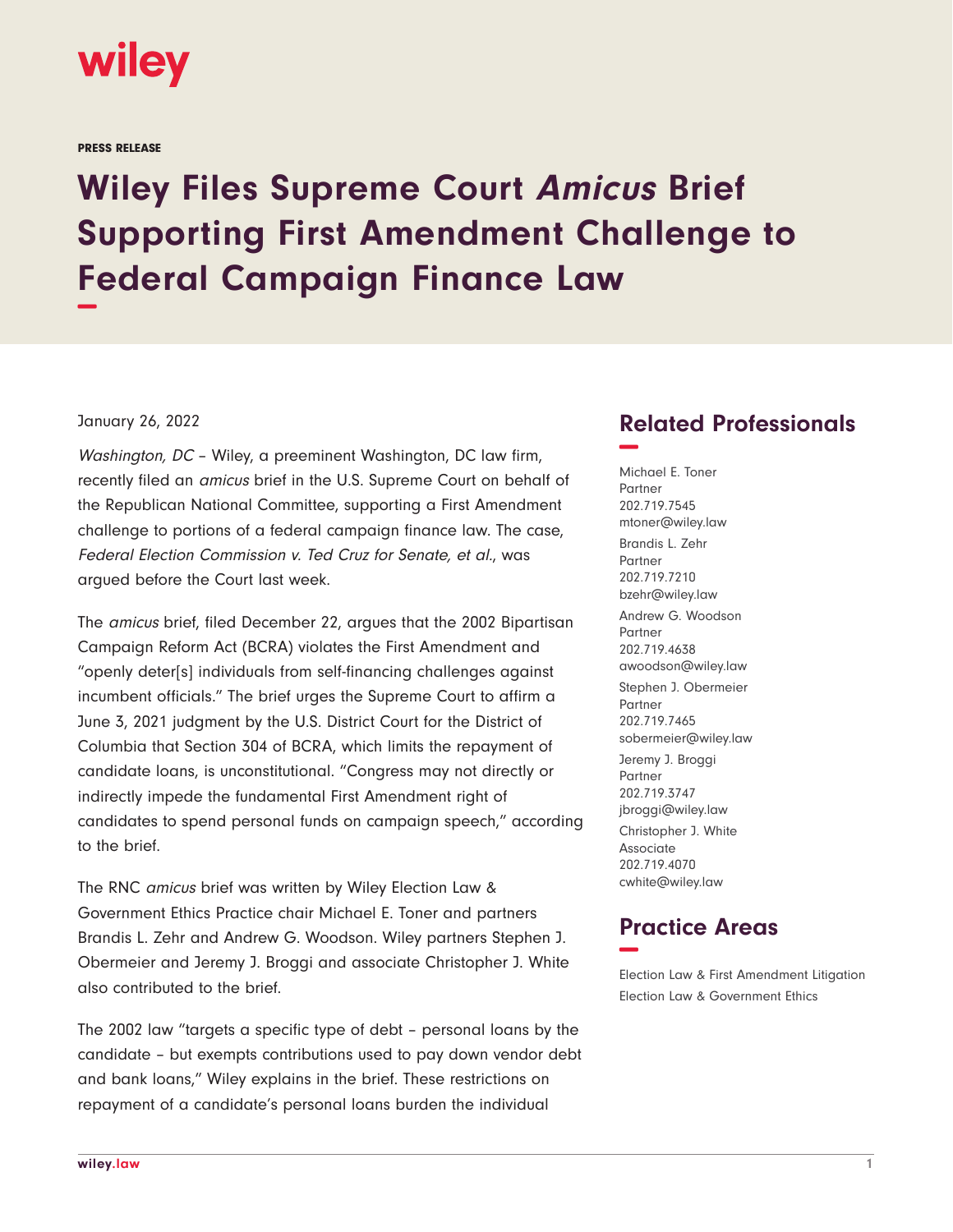wiley

PRESS RELEASE

# Wiley Files Supreme Court *Amicus* Brief Supporting First Amendment Challenge to Federal Campaign Finance Law

January 26, 2022

*Washington, DC* – Wiley, a preeminent Washington, DC law firm, recently filed an *amicus* brief in the U.S. Supreme Court on behalf of the Republican National Committee, supporting a First Amendment challenge to portions of a federal campaign finance law. The case, *Federal Election Commission v. Ted Cruz for Senate, et al.*, was argued before the Court last week.

The *amicus* brief, filed December 22, argues that the 2002 Bipartisan Campaign Reform Act (BCRA) violates the First Amendment and "openly deter[s] individuals from self-financing challenges against incumbent officials." The brief urges the Supreme Court to affirm a June 3, 2021 judgment by the U.S. District Court for the District of Columbia that Section 304 of BCRA, which limits the repayment of candidate loans, is unconstitutional. "Congress may not directly or indirectly impede the fundamental First Amendment right of candidates to spend personal funds on campaign speech," according to the brief.

The RNC *amicus* brief was written by Wiley Election Law & Government Ethics Practice chair Michael E. Toner and partners Brandis L. Zehr and Andrew G. Woodson. Wiley partners Stephen J. Obermeier and Jeremy J. Broggi and associate Christopher J. White also contributed to the brief.

The 2002 law "targets a specific type of debt – personal loans by the candidate – but exempts contributions used to pay down vendor debt and bank loans," Wiley explains in the brief. These restrictions on repayment of a candidate's personal loans burden the individual

## Related Professionals

Michael E. Toner
Partner
202.719.7545
mtoner@wiley.law

Brandis L. Zehr
Partner
202.719.7210
bzehr@wiley.law

Andrew G. Woodson
Partner
202.719.4638
awoodson@wiley.law

Stephen J. Obermeier
Partner
202.719.7465
sobermeier@wiley.law

Jeremy J. Broggi
Partner
202.719.3747
jbroggi@wiley.law

Christopher J. White
Associate
202.719.4070
cwhite@wiley.law

## Practice Areas

Election Law & First Amendment Litigation

Election Law & Government Ethics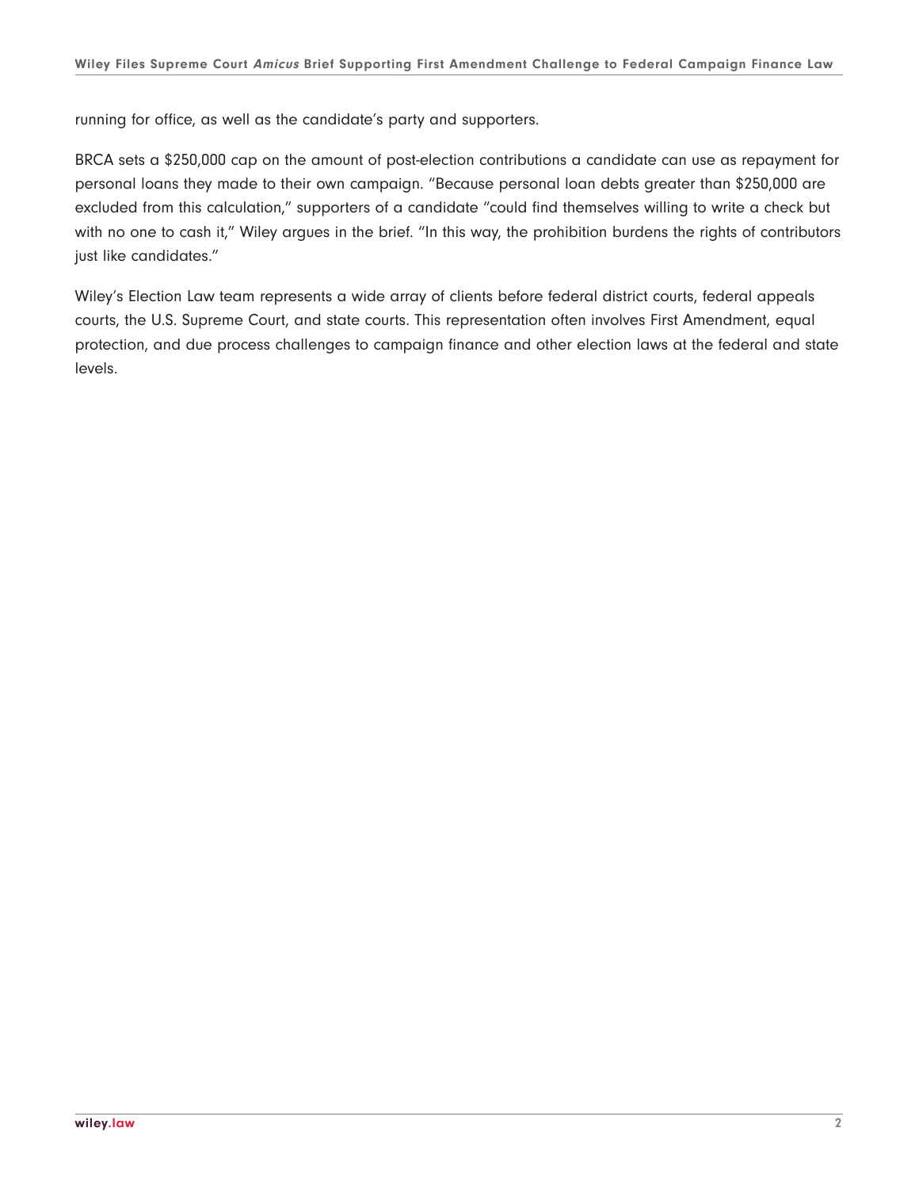running for office, as well as the candidate's party and supporters.

BRCA sets a $250,000 cap on the amount of post-election contributions a candidate can use as repayment for personal loans they made to their own campaign. "Because personal loan debts greater than $250,000 are excluded from this calculation," supporters of a candidate "could find themselves willing to write a check but with no one to cash it," Wiley argues in the brief. "In this way, the prohibition burdens the rights of contributors just like candidates."

Wiley's Election Law team represents a wide array of clients before federal district courts, federal appeals courts, the U.S. Supreme Court, and state courts. This representation often involves First Amendment, equal protection, and due process challenges to campaign finance and other election laws at the federal and state levels.